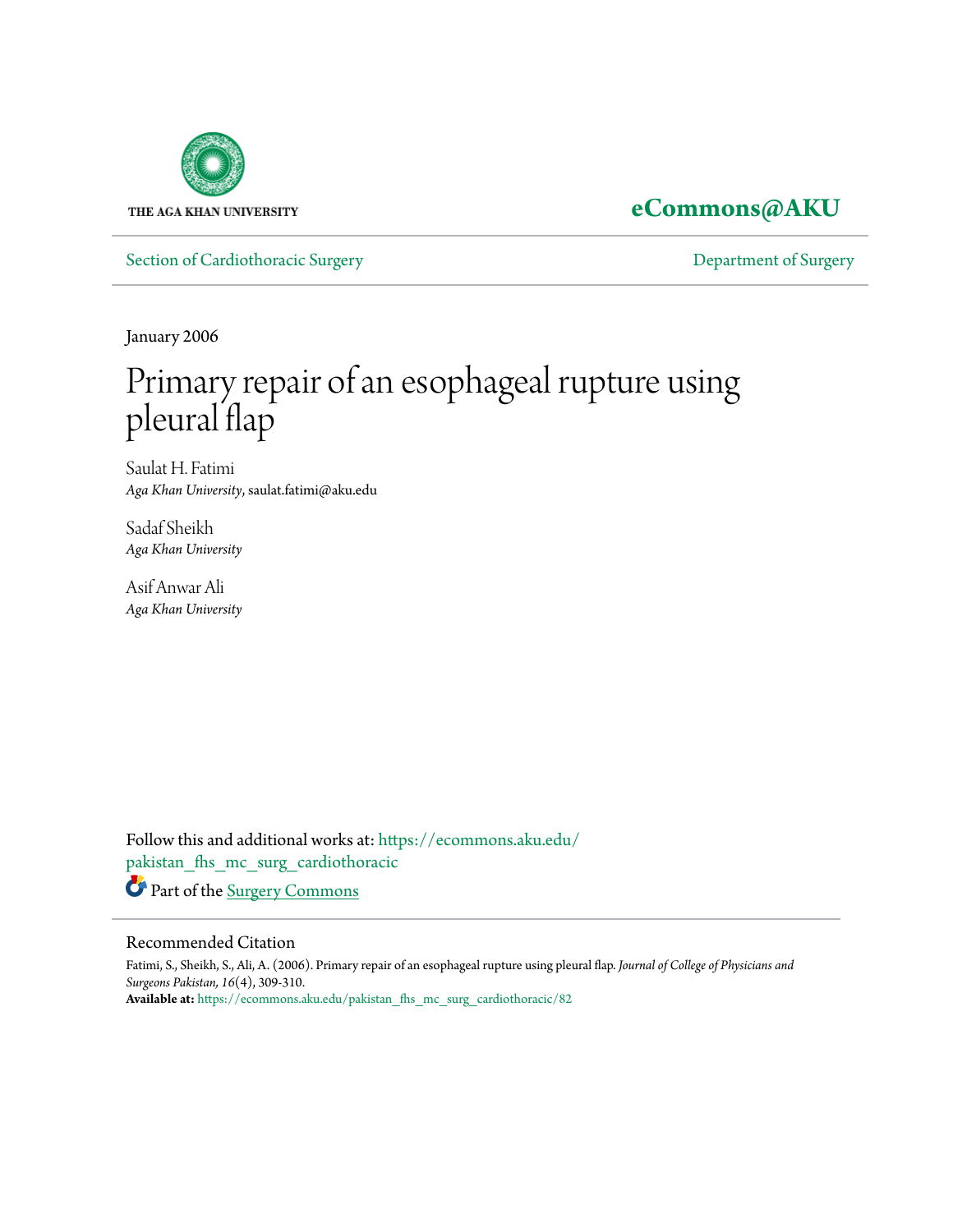THE AGA KHAN UNIVERSITY

**eCommons@AKU**

Section of Cardiothoracic Surgery

Department of Surgery

January 2006

# Primary repair of an esophageal rupture using pleural flap

Saulat H. Fatimi
*Aga Khan University*, saulat.fatimi@aku.edu

Sadaf Sheikh
*Aga Khan University*

Asif Anwar Ali
*Aga Khan University*

Follow this and additional works at: https://ecommons.aku.edu/pakistan_fhs_mc_surg_cardiothoracic

Part of the Surgery Commons

## Recommended Citation

Fatimi, S., Sheikh, S., Ali, A. (2006). Primary repair of an esophageal rupture using pleural flap. *Journal of College of Physicians and Surgeons Pakistan, 16*(4), 309-310.

**Available at:** https://ecommons.aku.edu/pakistan_fhs_mc_surg_cardiothoracic/82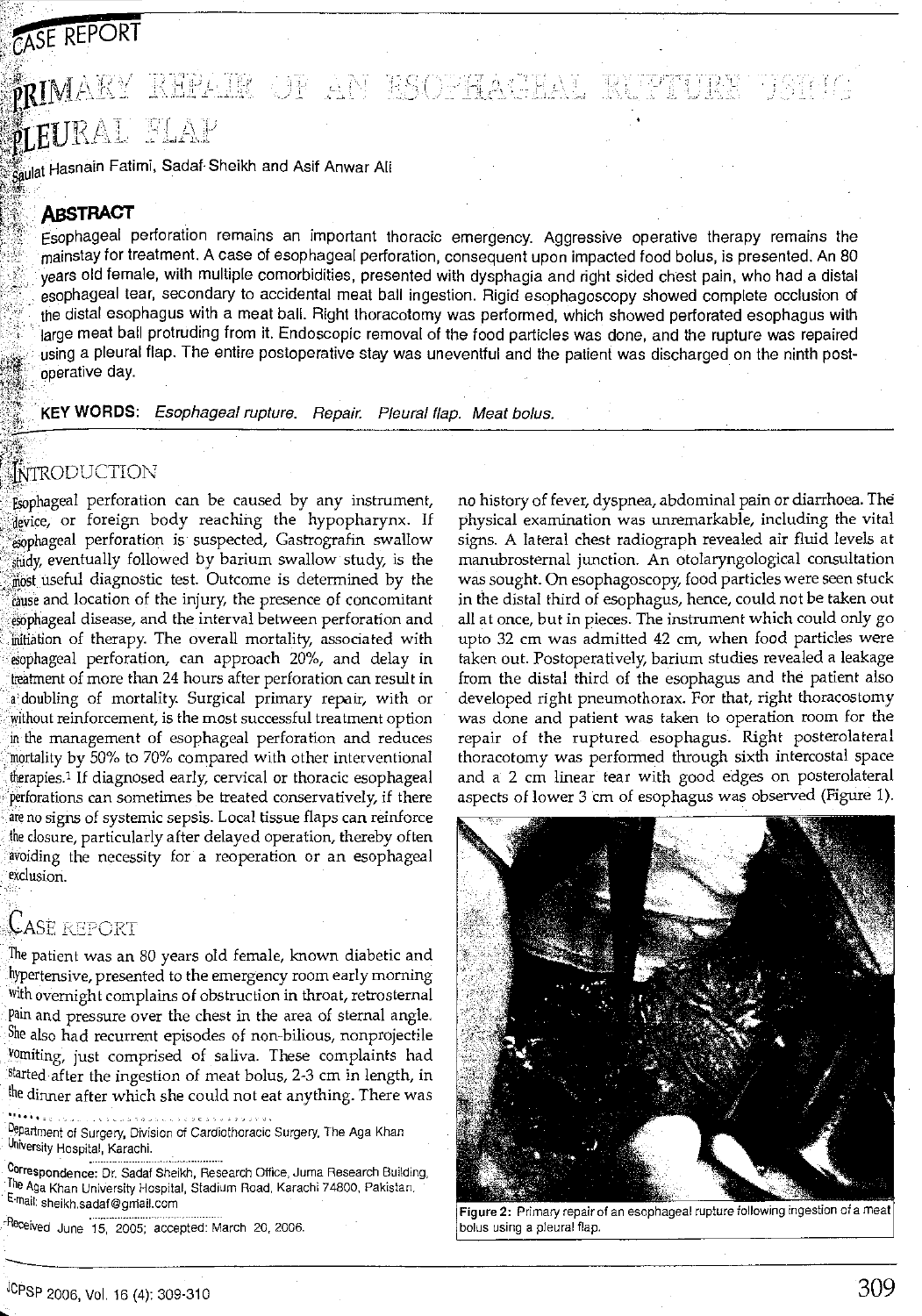CASE REPORT

# PRIMARY REPAIR OF AN ESOPHAGEAL RUPTURE USING PLEURAL FLAP

Saulat Hasnain Fatimi, Sadaf Sheikh and Asif Anwar Ali

## ABSTRACT

Esophageal perforation remains an important thoracic emergency. Aggressive operative therapy remains the mainstay for treatment. A case of esophageal perforation, consequent upon impacted food bolus, is presented. An 80 years old female, with multiple comorbidities, presented with dysphagia and right sided chest pain, who had a distal esophageal tear, secondary to accidental meat ball ingestion. Rigid esophagoscopy showed complete occlusion of the distal esophagus with a meat ball. Right thoracotomy was performed, which showed perforated esophagus with large meat ball protruding from it. Endoscopic removal of the food particles was done, and the rupture was repaired using a pleural flap. The entire postoperative stay was uneventful and the patient was discharged on the ninth post-operative day.

**KEY WORDS:** *Esophageal rupture. Repair. Pleural flap. Meat bolus.*

## INTRODUCTION

Esophageal perforation can be caused by any instrument, device, or foreign body reaching the hypopharynx. If esophageal perforation is suspected, Gastrografin swallow study, eventually followed by barium swallow study, is the most useful diagnostic test. Outcome is determined by the cause and location of the injury, the presence of concomitant esophageal disease, and the interval between perforation and initiation of therapy. The overall mortality, associated with esophageal perforation, can approach 20%, and delay in treatment of more than 24 hours after perforation can result in a doubling of mortality. Surgical primary repair, with or without reinforcement, is the most successful treatment option in the management of esophageal perforation and reduces mortality by 50% to 70% compared with other interventional therapies.[1] If diagnosed early, cervical or thoracic esophageal perforations can sometimes be treated conservatively, if there are no signs of systemic sepsis. Local tissue flaps can reinforce the closure, particularly after delayed operation, thereby often avoiding the necessity for a reoperation or an esophageal exclusion.

## CASE REPORT

The patient was an 80 years old female, known diabetic and hypertensive, presented to the emergency room early morning with overnight complains of obstruction in throat, retrosternal pain and pressure over the chest in the area of sternal angle. She also had recurrent episodes of non-bilious, nonprojectile vomiting, just comprised of saliva. These complaints had started after the ingestion of meat bolus, 2-3 cm in length, in the dinner after which she could not eat anything. There was no history of fever, dyspnea, abdominal pain or diarrhoea. The physical examination was unremarkable, including the vital signs. A lateral chest radiograph revealed air fluid levels at manubrosternal junction. An otolaryngological consultation was sought. On esophagoscopy, food particles were seen stuck in the distal third of esophagus, hence, could not be taken out all at once, but in pieces. The instrument which could only go upto 32 cm was admitted 42 cm, when food particles were taken out. Postoperatively, barium studies revealed a leakage from the distal third of the esophagus and the patient also developed right pneumothorax. For that, right thoracostomy was done and patient was taken to operation room for the repair of the ruptured esophagus. Right posterolateral thoracotomy was performed through sixth intercostal space and a 2 cm linear tear with good edges on posterolateral aspects of lower 3 cm of esophagus was observed (Figure 1).

Figure 2: Primary repair of an esophageal rupture following ingestion of a meat bolus using a pleural flap.

Department of Surgery, Division of Cardiothoracic Surgery, The Aga Khan University Hospital, Karachi.

Correspondence: Dr. Sadaf Sheikh, Research Office, Juma Research Building, The Aga Khan University Hospital, Stadium Road, Karachi 74800, Pakistan. E-mail: sheikh.sadaf@gmail.com

Received June 15, 2005; accepted: March 20, 2006.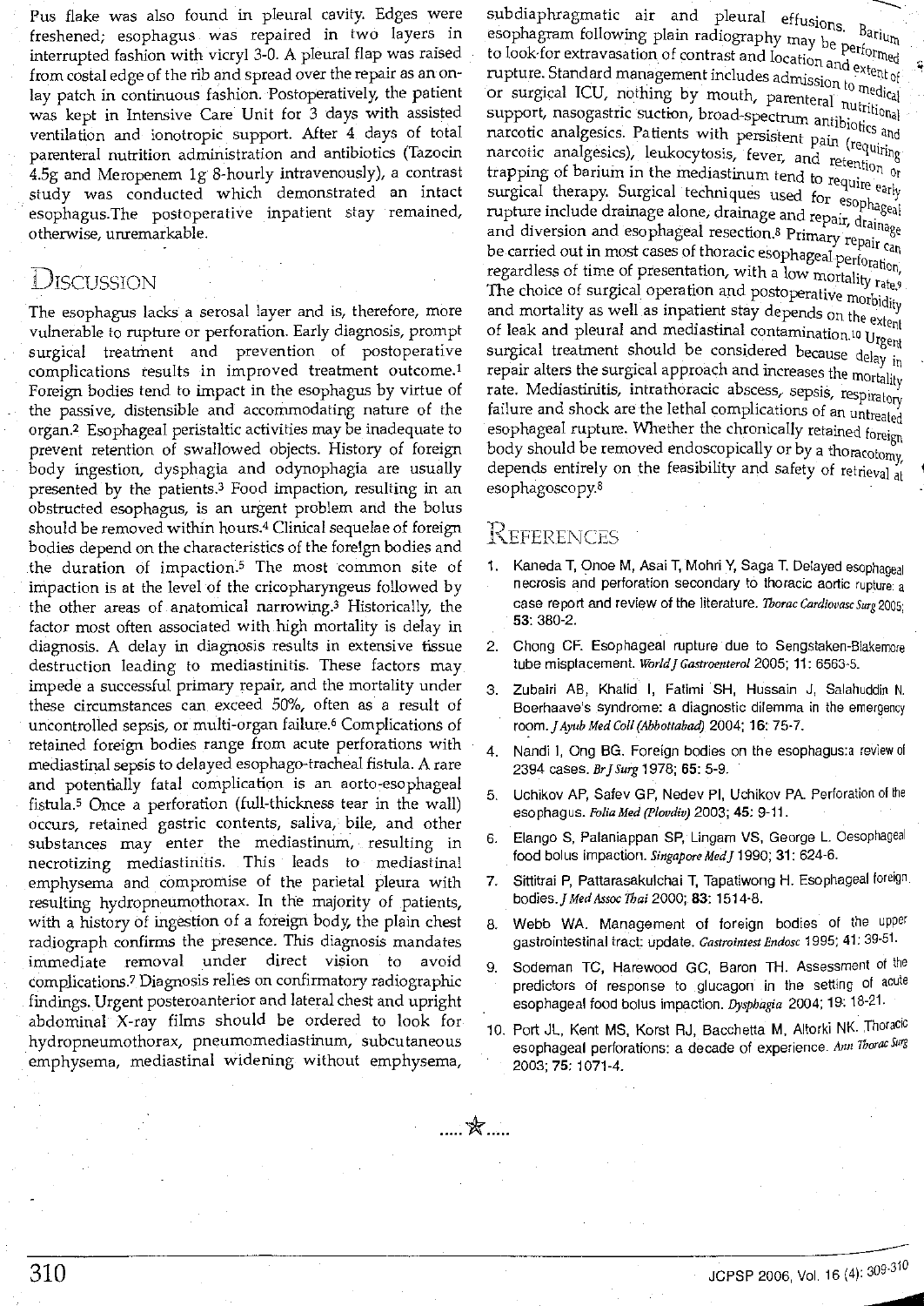Pus flake was also found in pleural cavity. Edges were freshened; esophagus was repaired in two layers in interrupted fashion with vicryl 3-0. A pleural flap was raised from costal edge of the rib and spread over the repair as an on-lay patch in continuous fashion. Postoperatively, the patient was kept in Intensive Care Unit for 3 days with assisted ventilation and ionotropic support. After 4 days of total parenteral nutrition administration and antibiotics (Tazocin 4.5g and Meropenem 1g 8-hourly intravenously), a contrast study was conducted which demonstrated an intact esophagus.The postoperative inpatient stay remained, otherwise, unremarkable.

## DISCUSSION

The esophagus lacks a serosal layer and is, therefore, more vulnerable to rupture or perforation. Early diagnosis, prompt surgical treatment and prevention of postoperative complications results in improved treatment outcome.[1] Foreign bodies tend to impact in the esophagus by virtue of the passive, distensible and accommodating nature of the organ.[2] Esophageal peristaltic activities may be inadequate to prevent retention of swallowed objects. History of foreign body ingestion, dysphagia and odynophagia are usually presented by the patients.[3] Food impaction, resulting in an obstructed esophagus, is an urgent problem and the bolus should be removed within hours.[4] Clinical sequelae of foreign bodies depend on the characteristics of the foreign bodies and the duration of impaction.[5] The most common site of impaction is at the level of the cricopharyngeus followed by the other areas of anatomical narrowing.[3] Historically, the factor most often associated with high mortality is delay in diagnosis. A delay in diagnosis results in extensive tissue destruction leading to mediastinitis. These factors may impede a successful primary repair, and the mortality under these circumstances can exceed 50%, often as a result of uncontrolled sepsis, or multi-organ failure.[6] Complications of retained foreign bodies range from acute perforations with mediastinal sepsis to delayed esophago-tracheal fistula. A rare and potentially fatal complication is an aorto-esophageal fistula.[5] Once a perforation (full-thickness tear in the wall) occurs, retained gastric contents, saliva, bile, and other substances may enter the mediastinum, resulting in necrotizing mediastinitis. This leads to mediastinal emphysema and compromise of the parietal pleura with resulting hydropneumothorax. In the majority of patients, with a history of ingestion of a foreign body, the plain chest radiograph confirms the presence. This diagnosis mandates immediate removal under direct vision to avoid complications.[7] Diagnosis relies on confirmatory radiographic findings. Urgent posteroanterior and lateral chest and upright abdominal X-ray films should be ordered to look for hydropneumothorax, pneumomediastinum, subcutaneous emphysema, mediastinal widening without emphysema, subdiaphragmatic air and pleural effusions. Barium esophagram following plain radiography may be performed to look for extravasation of contrast and location and extent of rupture. Standard management includes admission to medical or surgical ICU, nothing by mouth, parenteral nutritional support, nasogastric suction, broad-spectrum antibiotics and narcotic analgesics. Patients with persistent pain (requiring narcotic analgesics), leukocytosis, fever, and retention or trapping of barium in the mediastinum tend to require early surgical therapy. Surgical techniques used for esophageal rupture include drainage alone, drainage and repair, drainage and diversion and esophageal resection.[8] Primary repair can be carried out in most cases of thoracic esophageal perforation, regardless of time of presentation, with a low mortality rate.[9] The choice of surgical operation and postoperative morbidity and mortality as well as inpatient stay depends on the extent of leak and pleural and mediastinal contamination.[10] Urgent surgical treatment should be considered because delay in repair alters the surgical approach and increases the mortality rate. Mediastinitis, intrathoracic abscess, sepsis, respiratory failure and shock are the lethal complications of an untreated esophageal rupture. Whether the chronically retained foreign body should be removed endoscopically or by a thoracotomy, depends entirely on the feasibility and safety of retrieval at esophagoscopy.[8]

## REFERENCES

1. Kaneda T, Onoe M, Asai T, Mohri Y, Saga T. Delayed esophageal necrosis and perforation secondary to thoracic aortic rupture: a case report and review of the literature. *Thorac Cardiovasc Surg* 2005; **53**: 380-2.
2. Chong CF. Esophageal rupture due to Sengstaken-Blakemore tube misplacement. *World J Gastroenterol* 2005; **11**: 6563-5.
3. Zubairi AB, Khalid I, Fatimi SH, Hussain J, Salahuddin N. Boerhaave's syndrome: a diagnostic dilemma in the emergency room. *J Ayub Med Coll (Abbottabad)* 2004; **16**: 75-7.
4. Nandi I, Ong BG. Foreign bodies on the esophagus:a review of 2394 cases. *Br J Surg* 1978; **65**: 5-9.
5. Uchikov AP, Safev GP, Nedev PI, Uchikov PA. Perforation of the esophagus. *Folia Med (Plovdiv)* 2003; **45**: 9-11.
6. Elango S, Palaniappan SP, Lingam VS, George L. Oesophageal food bolus impaction. *Singapore Med J* 1990; **31**: 624-6.
7. Sittitrai P, Pattarasakulchai T, Tapatiwong H. Esophageal foreign bodies. *J Med Assoc Thai* 2000; **83**: 1514-8.
8. Webb WA. Management of foreign bodies of the upper gastrointestinal tract: update. *Gastrointest Endosc* 1995; **41**: 39-51.
9. Sodeman TC, Harewood GC, Baron TH. Assessment of the predictors of response to glucagon in the setting of acute esophageal food bolus impaction. *Dysphagia* 2004; **19**: 18-21.
10. Port JL, Kent MS, Korst RJ, Bacchetta M, Altorki NK. Thoracic esophageal perforations: a decade of experience. *Ann Thorac Surg* 2003; **75**: 1071-4.